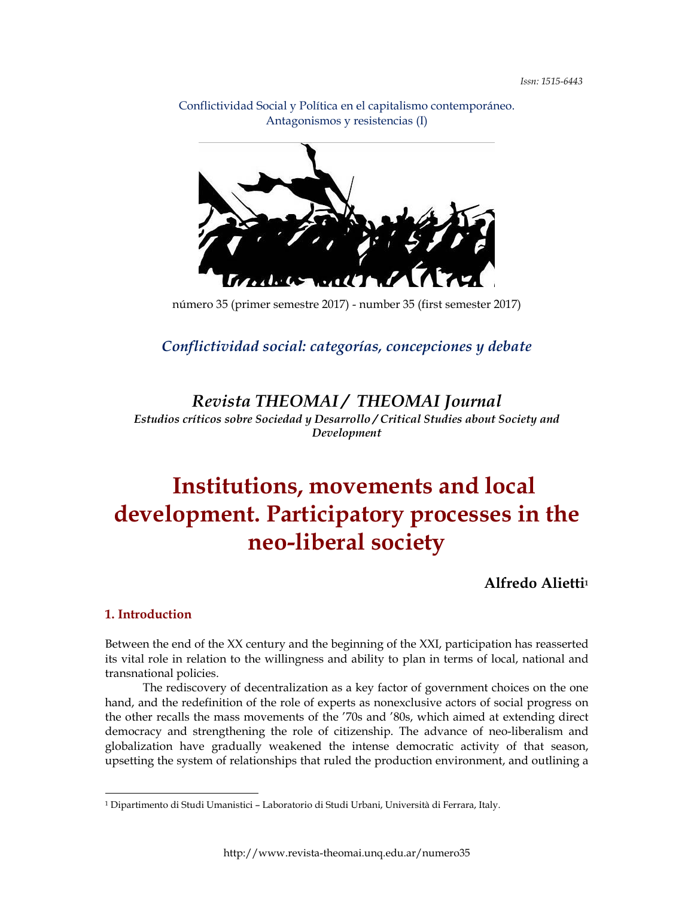Issn: 1515-6443

Conflictividad Social y Política en el capitalismo contemporáneo. Antagonismos y resistencias (I)

número 35 (primer semestre 2017) - number 35 (first semester 2017)

*Conflictividad social: categorías, concepciones y debate*

*Revista THEOMAI / THEOMAI Journal*
*Estudios críticos sobre Sociedad y Desarrollo / Critical Studies about Society and Development*

# Institutions, movements and local development. Participatory processes in the neo-liberal society

**Alfredo Alietti**[1]

## 1. Introduction

Between the end of the XX century and the beginning of the XXI, participation has reasserted its vital role in relation to the willingness and ability to plan in terms of local, national and transnational policies.

The rediscovery of decentralization as a key factor of government choices on the one hand, and the redefinition of the role of experts as nonexclusive actors of social progress on the other recalls the mass movements of the '70s and '80s, which aimed at extending direct democracy and strengthening the role of citizenship. The advance of neo-liberalism and globalization have gradually weakened the intense democratic activity of that season, upsetting the system of relationships that ruled the production environment, and outlining a

[1] Dipartimento di Studi Umanistici – Laboratorio di Studi Urbani, Università di Ferrara, Italy.

http://www.revista-theomai.unq.edu.ar/numero35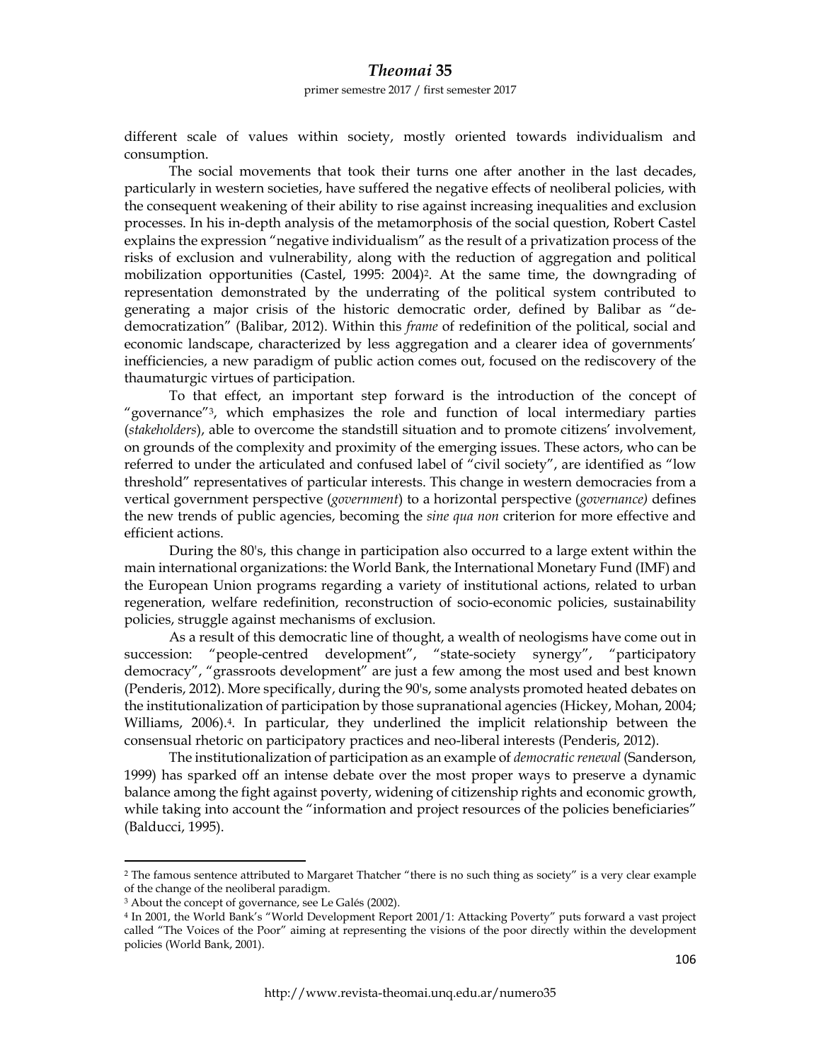different scale of values within society, mostly oriented towards individualism and consumption.

The social movements that took their turns one after another in the last decades, particularly in western societies, have suffered the negative effects of neoliberal policies, with the consequent weakening of their ability to rise against increasing inequalities and exclusion processes. In his in-depth analysis of the metamorphosis of the social question, Robert Castel explains the expression "negative individualism" as the result of a privatization process of the risks of exclusion and vulnerability, along with the reduction of aggregation and political mobilization opportunities (Castel, 1995: 2004)[2]. At the same time, the downgrading of representation demonstrated by the underrating of the political system contributed to generating a major crisis of the historic democratic order, defined by Balibar as "de-democratization" (Balibar, 2012). Within this *frame* of redefinition of the political, social and economic landscape, characterized by less aggregation and a clearer idea of governments' inefficiencies, a new paradigm of public action comes out, focused on the rediscovery of the thaumaturgic virtues of participation.

To that effect, an important step forward is the introduction of the concept of "governance"[3], which emphasizes the role and function of local intermediary parties (*stakeholders*), able to overcome the standstill situation and to promote citizens' involvement, on grounds of the complexity and proximity of the emerging issues. These actors, who can be referred to under the articulated and confused label of "civil society", are identified as "low threshold" representatives of particular interests. This change in western democracies from a vertical government perspective (*government*) to a horizontal perspective (*governance)* defines the new trends of public agencies, becoming the *sine qua non* criterion for more effective and efficient actions.

During the 80's, this change in participation also occurred to a large extent within the main international organizations: the World Bank, the International Monetary Fund (IMF) and the European Union programs regarding a variety of institutional actions, related to urban regeneration, welfare redefinition, reconstruction of socio-economic policies, sustainability policies, struggle against mechanisms of exclusion.

As a result of this democratic line of thought, a wealth of neologisms have come out in succession: "people-centred development", "state-society synergy", "participatory democracy", "grassroots development" are just a few among the most used and best known (Penderis, 2012). More specifically, during the 90's, some analysts promoted heated debates on the institutionalization of participation by those supranational agencies (Hickey, Mohan, 2004; Williams, 2006).[4]. In particular, they underlined the implicit relationship between the consensual rhetoric on participatory practices and neo-liberal interests (Penderis, 2012).

The institutionalization of participation as an example of *democratic renewal* (Sanderson, 1999) has sparked off an intense debate over the most proper ways to preserve a dynamic balance among the fight against poverty, widening of citizenship rights and economic growth, while taking into account the "information and project resources of the policies beneficiaries" (Balducci, 1995).

---

[2] The famous sentence attributed to Margaret Thatcher "there is no such thing as society" is a very clear example of the change of the neoliberal paradigm.

[3] About the concept of governance, see Le Galés (2002).

[4] In 2001, the World Bank's "World Development Report 2001/1: Attacking Poverty" puts forward a vast project called "The Voices of the Poor" aiming at representing the visions of the poor directly within the development policies (World Bank, 2001).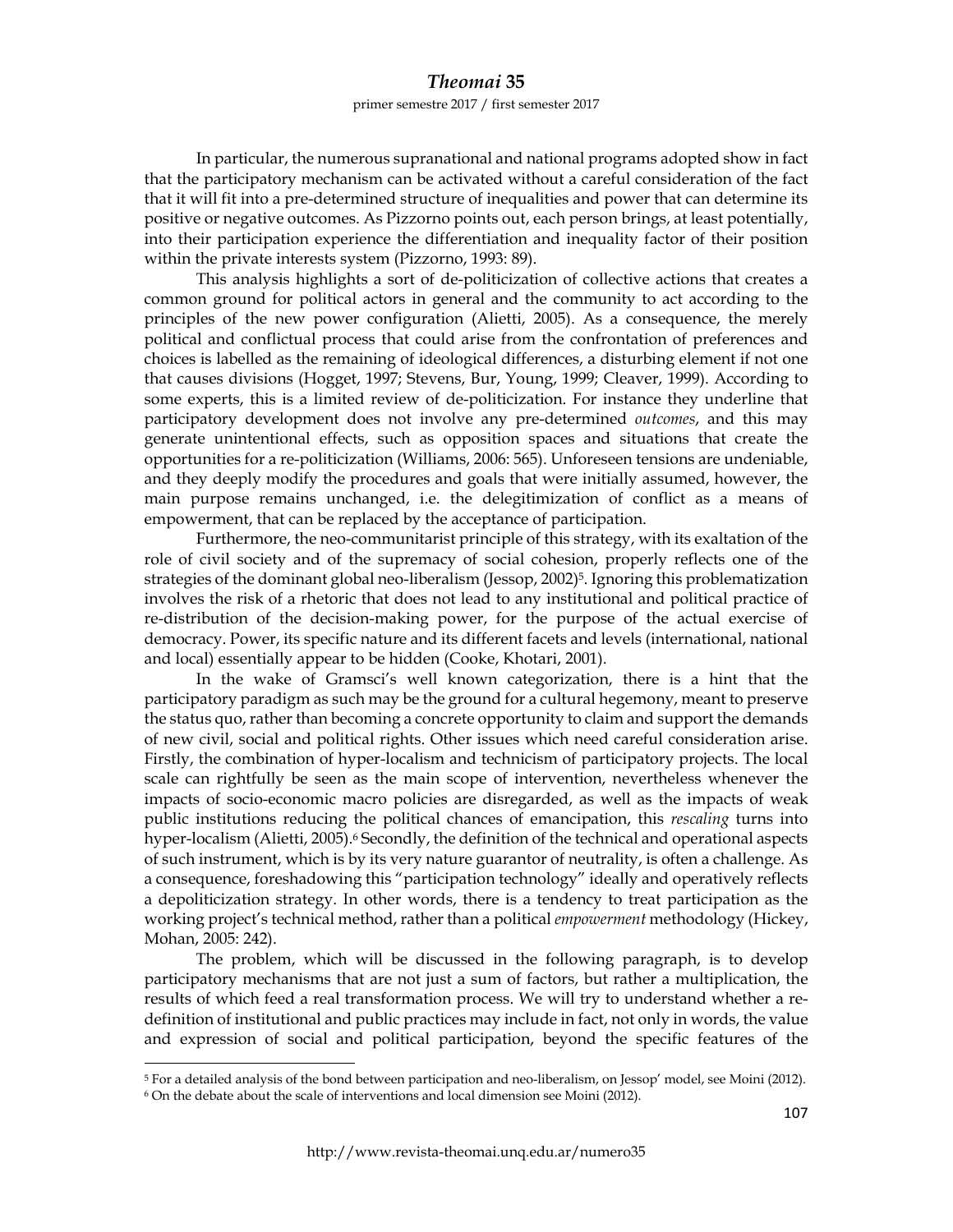In particular, the numerous supranational and national programs adopted show in fact that the participatory mechanism can be activated without a careful consideration of the fact that it will fit into a pre-determined structure of inequalities and power that can determine its positive or negative outcomes. As Pizzorno points out, each person brings, at least potentially, into their participation experience the differentiation and inequality factor of their position within the private interests system (Pizzorno, 1993: 89).

This analysis highlights a sort of de-politicization of collective actions that creates a common ground for political actors in general and the community to act according to the principles of the new power configuration (Alietti, 2005). As a consequence, the merely political and conflictual process that could arise from the confrontation of preferences and choices is labelled as the remaining of ideological differences, a disturbing element if not one that causes divisions (Hogget, 1997; Stevens, Bur, Young, 1999; Cleaver, 1999). According to some experts, this is a limited review of de-politicization. For instance they underline that participatory development does not involve any pre-determined *outcomes*, and this may generate unintentional effects, such as opposition spaces and situations that create the opportunities for a re-politicization (Williams, 2006: 565). Unforeseen tensions are undeniable, and they deeply modify the procedures and goals that were initially assumed, however, the main purpose remains unchanged, i.e. the delegitimization of conflict as a means of empowerment, that can be replaced by the acceptance of participation.

Furthermore, the neo-communitarist principle of this strategy, with its exaltation of the role of civil society and of the supremacy of social cohesion, properly reflects one of the strategies of the dominant global neo-liberalism (Jessop, 2002)[5]. Ignoring this problematization involves the risk of a rhetoric that does not lead to any institutional and political practice of re-distribution of the decision-making power, for the purpose of the actual exercise of democracy. Power, its specific nature and its different facets and levels (international, national and local) essentially appear to be hidden (Cooke, Khotari, 2001).

In the wake of Gramsci's well known categorization, there is a hint that the participatory paradigm as such may be the ground for a cultural hegemony, meant to preserve the status quo, rather than becoming a concrete opportunity to claim and support the demands of new civil, social and political rights. Other issues which need careful consideration arise. Firstly, the combination of hyper-localism and technicism of participatory projects. The local scale can rightfully be seen as the main scope of intervention, nevertheless whenever the impacts of socio-economic macro policies are disregarded, as well as the impacts of weak public institutions reducing the political chances of emancipation, this *rescaling* turns into hyper-localism (Alietti, 2005).[6] Secondly, the definition of the technical and operational aspects of such instrument, which is by its very nature guarantor of neutrality, is often a challenge. As a consequence, foreshadowing this "participation technology" ideally and operatively reflects a depoliticization strategy. In other words, there is a tendency to treat participation as the working project's technical method, rather than a political *empowerment* methodology (Hickey, Mohan, 2005: 242).

The problem, which will be discussed in the following paragraph, is to develop participatory mechanisms that are not just a sum of factors, but rather a multiplication, the results of which feed a real transformation process. We will try to understand whether a re-definition of institutional and public practices may include in fact, not only in words, the value and expression of social and political participation, beyond the specific features of the

---

[5] For a detailed analysis of the bond between participation and neo-liberalism, on Jessop' model, see Moini (2012).

[6] On the debate about the scale of interventions and local dimension see Moini (2012).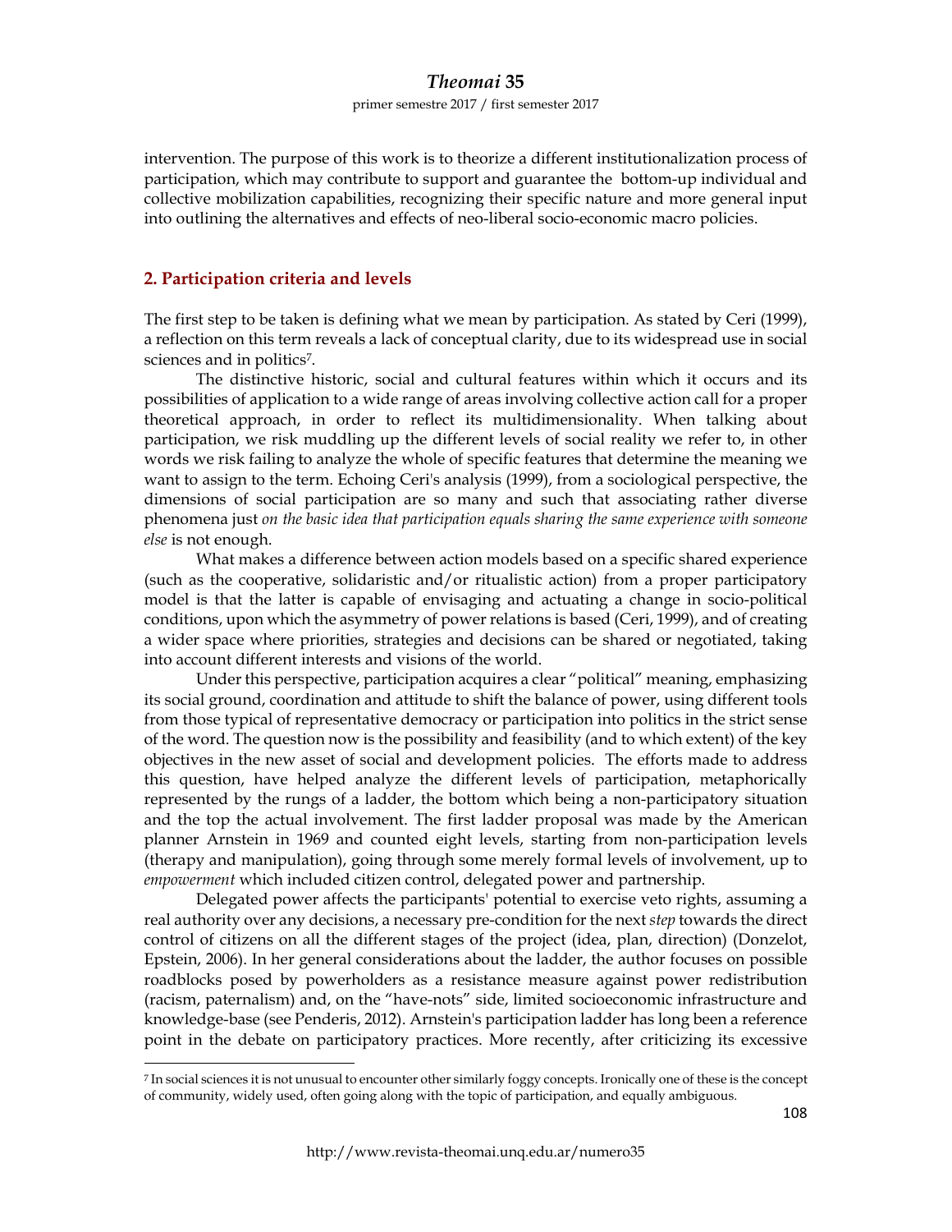intervention. The purpose of this work is to theorize a different institutionalization process of participation, which may contribute to support and guarantee the bottom-up individual and collective mobilization capabilities, recognizing their specific nature and more general input into outlining the alternatives and effects of neo-liberal socio-economic macro policies.

## 2. Participation criteria and levels

The first step to be taken is defining what we mean by participation. As stated by Ceri (1999), a reflection on this term reveals a lack of conceptual clarity, due to its widespread use in social sciences and in politics[7].

The distinctive historic, social and cultural features within which it occurs and its possibilities of application to a wide range of areas involving collective action call for a proper theoretical approach, in order to reflect its multidimensionality. When talking about participation, we risk muddling up the different levels of social reality we refer to, in other words we risk failing to analyze the whole of specific features that determine the meaning we want to assign to the term. Echoing Ceri's analysis (1999), from a sociological perspective, the dimensions of social participation are so many and such that associating rather diverse phenomena just *on the basic idea that participation equals sharing the same experience with someone else* is not enough.

What makes a difference between action models based on a specific shared experience (such as the cooperative, solidaristic and/or ritualistic action) from a proper participatory model is that the latter is capable of envisaging and actuating a change in socio-political conditions, upon which the asymmetry of power relations is based (Ceri, 1999), and of creating a wider space where priorities, strategies and decisions can be shared or negotiated, taking into account different interests and visions of the world.

Under this perspective, participation acquires a clear "political" meaning, emphasizing its social ground, coordination and attitude to shift the balance of power, using different tools from those typical of representative democracy or participation into politics in the strict sense of the word. The question now is the possibility and feasibility (and to which extent) of the key objectives in the new asset of social and development policies. The efforts made to address this question, have helped analyze the different levels of participation, metaphorically represented by the rungs of a ladder, the bottom which being a non-participatory situation and the top the actual involvement. The first ladder proposal was made by the American planner Arnstein in 1969 and counted eight levels, starting from non-participation levels (therapy and manipulation), going through some merely formal levels of involvement, up to *empowerment* which included citizen control, delegated power and partnership.

Delegated power affects the participants' potential to exercise veto rights, assuming a real authority over any decisions, a necessary pre-condition for the next *step* towards the direct control of citizens on all the different stages of the project (idea, plan, direction) (Donzelot, Epstein, 2006). In her general considerations about the ladder, the author focuses on possible roadblocks posed by powerholders as a resistance measure against power redistribution (racism, paternalism) and, on the "have-nots" side, limited socioeconomic infrastructure and knowledge-base (see Penderis, 2012). Arnstein's participation ladder has long been a reference point in the debate on participatory practices. More recently, after criticizing its excessive

[7] In social sciences it is not unusual to encounter other similarly foggy concepts. Ironically one of these is the concept of community, widely used, often going along with the topic of participation, and equally ambiguous.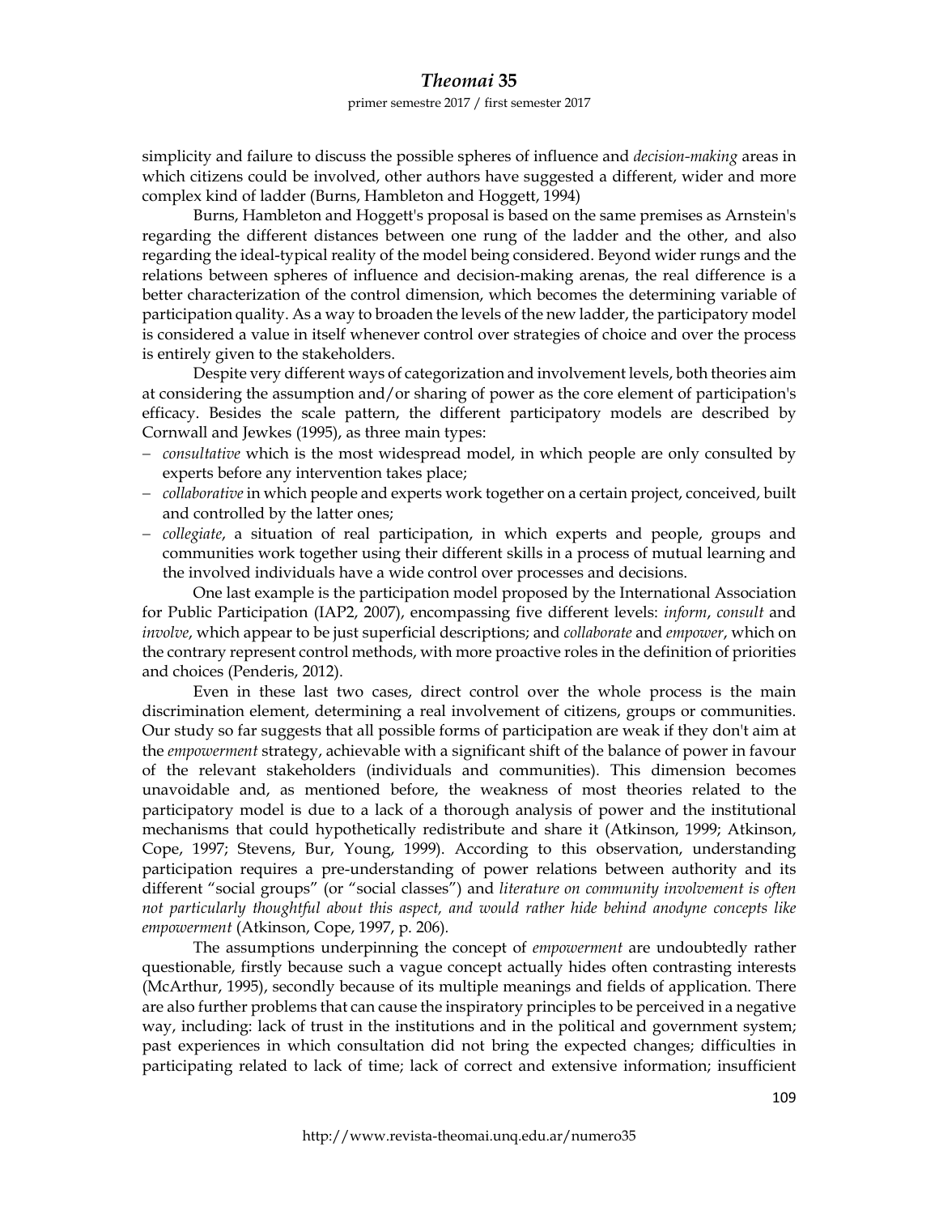simplicity and failure to discuss the possible spheres of influence and *decision-making* areas in which citizens could be involved, other authors have suggested a different, wider and more complex kind of ladder (Burns, Hambleton and Hoggett, 1994)

Burns, Hambleton and Hoggett's proposal is based on the same premises as Arnstein's regarding the different distances between one rung of the ladder and the other, and also regarding the ideal-typical reality of the model being considered. Beyond wider rungs and the relations between spheres of influence and decision-making arenas, the real difference is a better characterization of the control dimension, which becomes the determining variable of participation quality. As a way to broaden the levels of the new ladder, the participatory model is considered a value in itself whenever control over strategies of choice and over the process is entirely given to the stakeholders.

Despite very different ways of categorization and involvement levels, both theories aim at considering the assumption and/or sharing of power as the core element of participation's efficacy. Besides the scale pattern, the different participatory models are described by Cornwall and Jewkes (1995), as three main types:

- *consultative* which is the most widespread model, in which people are only consulted by experts before any intervention takes place;
- *collaborative* in which people and experts work together on a certain project, conceived, built and controlled by the latter ones;
- *collegiate*, a situation of real participation, in which experts and people, groups and communities work together using their different skills in a process of mutual learning and the involved individuals have a wide control over processes and decisions.

One last example is the participation model proposed by the International Association for Public Participation (IAP2, 2007), encompassing five different levels: *inform*, *consult* and *involve*, which appear to be just superficial descriptions; and *collaborate* and *empower*, which on the contrary represent control methods, with more proactive roles in the definition of priorities and choices (Penderis, 2012).

Even in these last two cases, direct control over the whole process is the main discrimination element, determining a real involvement of citizens, groups or communities. Our study so far suggests that all possible forms of participation are weak if they don't aim at the *empowerment* strategy, achievable with a significant shift of the balance of power in favour of the relevant stakeholders (individuals and communities). This dimension becomes unavoidable and, as mentioned before, the weakness of most theories related to the participatory model is due to a lack of a thorough analysis of power and the institutional mechanisms that could hypothetically redistribute and share it (Atkinson, 1999; Atkinson, Cope, 1997; Stevens, Bur, Young, 1999). According to this observation, understanding participation requires a pre-understanding of power relations between authority and its different "social groups" (or "social classes") and *literature on community involvement is often not particularly thoughtful about this aspect, and would rather hide behind anodyne concepts like empowerment* (Atkinson, Cope, 1997, p. 206).

The assumptions underpinning the concept of *empowerment* are undoubtedly rather questionable, firstly because such a vague concept actually hides often contrasting interests (McArthur, 1995), secondly because of its multiple meanings and fields of application. There are also further problems that can cause the inspiratory principles to be perceived in a negative way, including: lack of trust in the institutions and in the political and government system; past experiences in which consultation did not bring the expected changes; difficulties in participating related to lack of time; lack of correct and extensive information; insufficient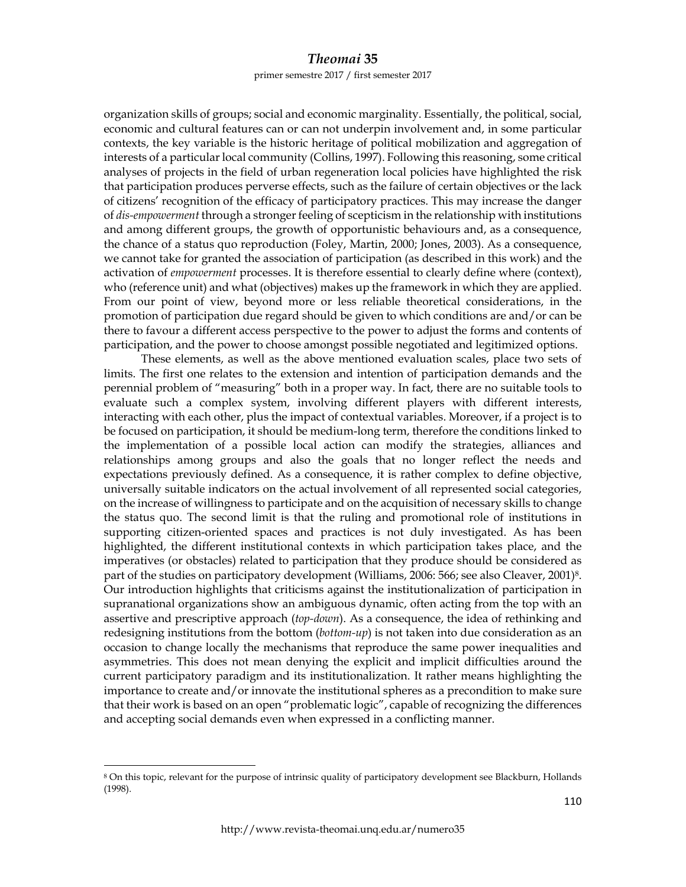organization skills of groups; social and economic marginality. Essentially, the political, social, economic and cultural features can or can not underpin involvement and, in some particular contexts, the key variable is the historic heritage of political mobilization and aggregation of interests of a particular local community (Collins, 1997). Following this reasoning, some critical analyses of projects in the field of urban regeneration local policies have highlighted the risk that participation produces perverse effects, such as the failure of certain objectives or the lack of citizens' recognition of the efficacy of participatory practices. This may increase the danger of *dis-empowerment* through a stronger feeling of scepticism in the relationship with institutions and among different groups, the growth of opportunistic behaviours and, as a consequence, the chance of a status quo reproduction (Foley, Martin, 2000; Jones, 2003). As a consequence, we cannot take for granted the association of participation (as described in this work) and the activation of *empowerment* processes. It is therefore essential to clearly define where (context), who (reference unit) and what (objectives) makes up the framework in which they are applied. From our point of view, beyond more or less reliable theoretical considerations, in the promotion of participation due regard should be given to which conditions are and/or can be there to favour a different access perspective to the power to adjust the forms and contents of participation, and the power to choose amongst possible negotiated and legitimized options.

These elements, as well as the above mentioned evaluation scales, place two sets of limits. The first one relates to the extension and intention of participation demands and the perennial problem of "measuring" both in a proper way. In fact, there are no suitable tools to evaluate such a complex system, involving different players with different interests, interacting with each other, plus the impact of contextual variables. Moreover, if a project is to be focused on participation, it should be medium-long term, therefore the conditions linked to the implementation of a possible local action can modify the strategies, alliances and relationships among groups and also the goals that no longer reflect the needs and expectations previously defined. As a consequence, it is rather complex to define objective, universally suitable indicators on the actual involvement of all represented social categories, on the increase of willingness to participate and on the acquisition of necessary skills to change the status quo. The second limit is that the ruling and promotional role of institutions in supporting citizen-oriented spaces and practices is not duly investigated. As has been highlighted, the different institutional contexts in which participation takes place, and the imperatives (or obstacles) related to participation that they produce should be considered as part of the studies on participatory development (Williams, 2006: 566; see also Cleaver, 2001)[8]. Our introduction highlights that criticisms against the institutionalization of participation in supranational organizations show an ambiguous dynamic, often acting from the top with an assertive and prescriptive approach (*top-down*). As a consequence, the idea of rethinking and redesigning institutions from the bottom (*bottom-up*) is not taken into due consideration as an occasion to change locally the mechanisms that reproduce the same power inequalities and asymmetries. This does not mean denying the explicit and implicit difficulties around the current participatory paradigm and its institutionalization. It rather means highlighting the importance to create and/or innovate the institutional spheres as a precondition to make sure that their work is based on an open "problematic logic", capable of recognizing the differences and accepting social demands even when expressed in a conflicting manner.

[8] On this topic, relevant for the purpose of intrinsic quality of participatory development see Blackburn, Hollands (1998).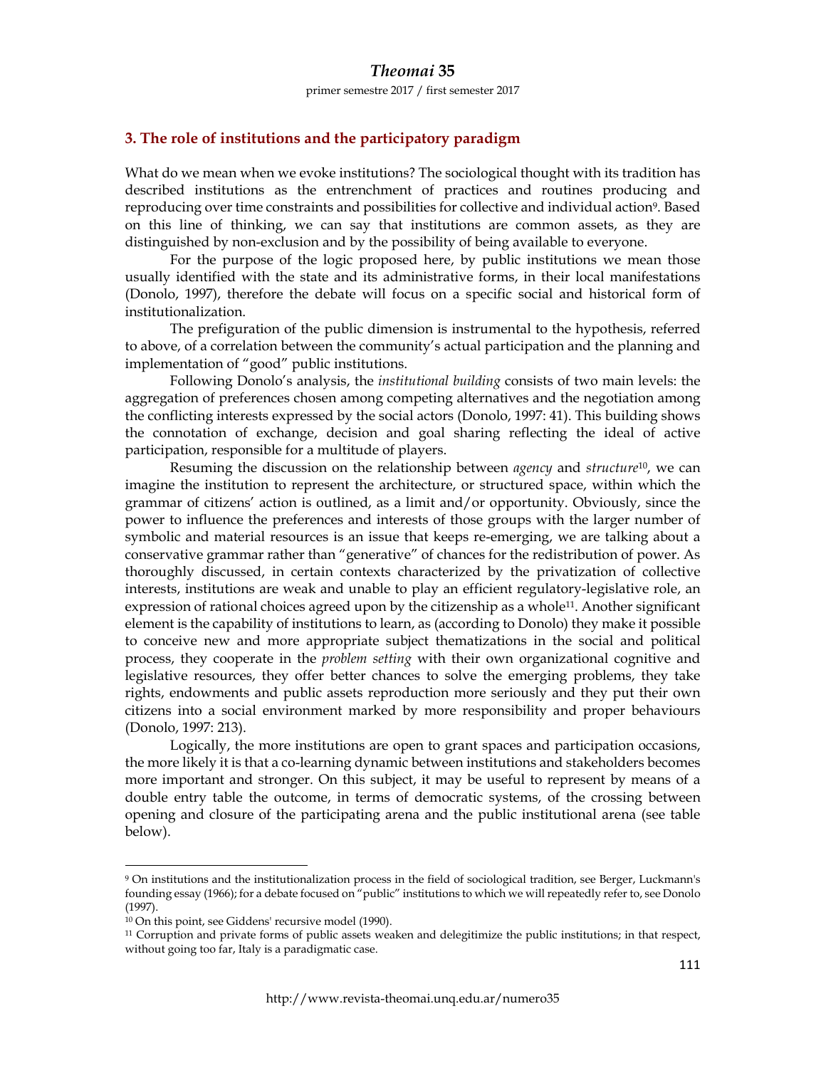## 3. The role of institutions and the participatory paradigm

What do we mean when we evoke institutions? The sociological thought with its tradition has described institutions as the entrenchment of practices and routines producing and reproducing over time constraints and possibilities for collective and individual action[9]. Based on this line of thinking, we can say that institutions are common assets, as they are distinguished by non-exclusion and by the possibility of being available to everyone.

For the purpose of the logic proposed here, by public institutions we mean those usually identified with the state and its administrative forms, in their local manifestations (Donolo, 1997), therefore the debate will focus on a specific social and historical form of institutionalization.

The prefiguration of the public dimension is instrumental to the hypothesis, referred to above, of a correlation between the community's actual participation and the planning and implementation of "good" public institutions.

Following Donolo's analysis, the *institutional building* consists of two main levels: the aggregation of preferences chosen among competing alternatives and the negotiation among the conflicting interests expressed by the social actors (Donolo, 1997: 41). This building shows the connotation of exchange, decision and goal sharing reflecting the ideal of active participation, responsible for a multitude of players.

Resuming the discussion on the relationship between *agency* and *structure*[10], we can imagine the institution to represent the architecture, or structured space, within which the grammar of citizens' action is outlined, as a limit and/or opportunity. Obviously, since the power to influence the preferences and interests of those groups with the larger number of symbolic and material resources is an issue that keeps re-emerging, we are talking about a conservative grammar rather than "generative" of chances for the redistribution of power. As thoroughly discussed, in certain contexts characterized by the privatization of collective interests, institutions are weak and unable to play an efficient regulatory-legislative role, an expression of rational choices agreed upon by the citizenship as a whole[11]. Another significant element is the capability of institutions to learn, as (according to Donolo) they make it possible to conceive new and more appropriate subject thematizations in the social and political process, they cooperate in the *problem setting* with their own organizational cognitive and legislative resources, they offer better chances to solve the emerging problems, they take rights, endowments and public assets reproduction more seriously and they put their own citizens into a social environment marked by more responsibility and proper behaviours (Donolo, 1997: 213).

Logically, the more institutions are open to grant spaces and participation occasions, the more likely it is that a co-learning dynamic between institutions and stakeholders becomes more important and stronger. On this subject, it may be useful to represent by means of a double entry table the outcome, in terms of democratic systems, of the crossing between opening and closure of the participating arena and the public institutional arena (see table below).

[9] On institutions and the institutionalization process in the field of sociological tradition, see Berger, Luckmann's founding essay (1966); for a debate focused on "public" institutions to which we will repeatedly refer to, see Donolo (1997).

[10] On this point, see Giddens' recursive model (1990).

[11] Corruption and private forms of public assets weaken and delegitimize the public institutions; in that respect, without going too far, Italy is a paradigmatic case.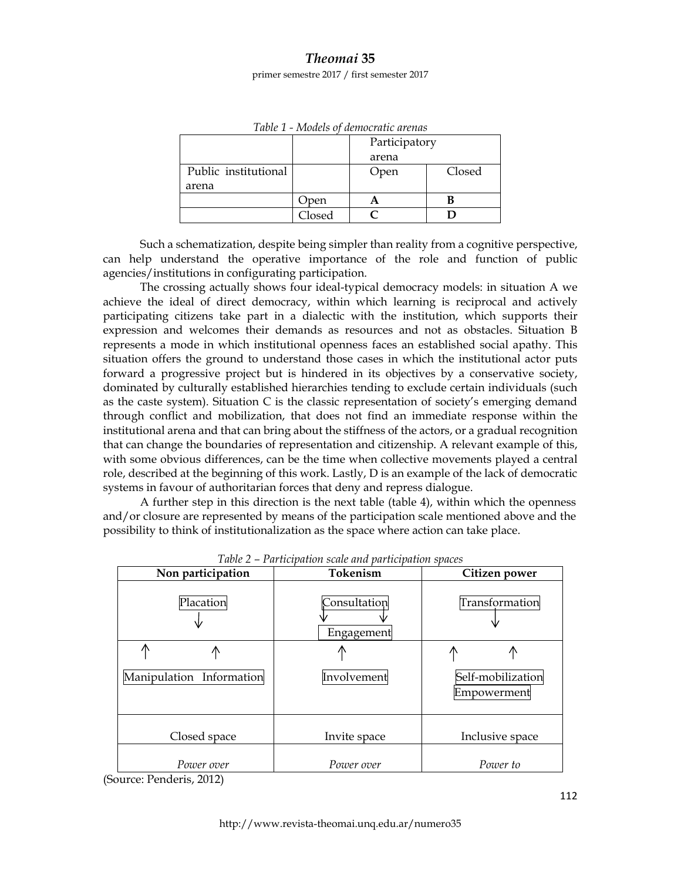*Table 1 - Models of democratic arenas*

| | | Participatory arena | |
|---|---|---|---|
| Public institutional arena | | Open | Closed |
| | Open | **A** | **B** |
| | Closed | **C** | **D** |

Such a schematization, despite being simpler than reality from a cognitive perspective, can help understand the operative importance of the role and function of public agencies/institutions in configurating participation.

The crossing actually shows four ideal-typical democracy models: in situation A we achieve the ideal of direct democracy, within which learning is reciprocal and actively participating citizens take part in a dialectic with the institution, which supports their expression and welcomes their demands as resources and not as obstacles. Situation B represents a mode in which institutional openness faces an established social apathy. This situation offers the ground to understand those cases in which the institutional actor puts forward a progressive project but is hindered in its objectives by a conservative society, dominated by culturally established hierarchies tending to exclude certain individuals (such as the caste system). Situation C is the classic representation of society's emerging demand through conflict and mobilization, that does not find an immediate response within the institutional arena and that can bring about the stiffness of the actors, or a gradual recognition that can change the boundaries of representation and citizenship. A relevant example of this, with some obvious differences, can be the time when collective movements played a central role, described at the beginning of this work. Lastly, D is an example of the lack of democratic systems in favour of authoritarian forces that deny and repress dialogue.

A further step in this direction is the next table (table 4), within which the openness and/or closure are represented by means of the participation scale mentioned above and the possibility to think of institutionalization as the space where action can take place.

*Table 2 – Participation scale and participation spaces*

| **Non participation** | **Tokenism** | **Citizen power** |
|---|---|---|
| Placation ↓ | Consultation ↓ ↓ Engagement | Transformation ↓ |
| ↑ ↑ Manipulation Information | ↑ Involvement | ↑ ↑ Self-mobilization Empowerment |
| Closed space | Invite space | Inclusive space |
| *Power over* | *Power over* | *Power to* |

(Source: Penderis, 2012)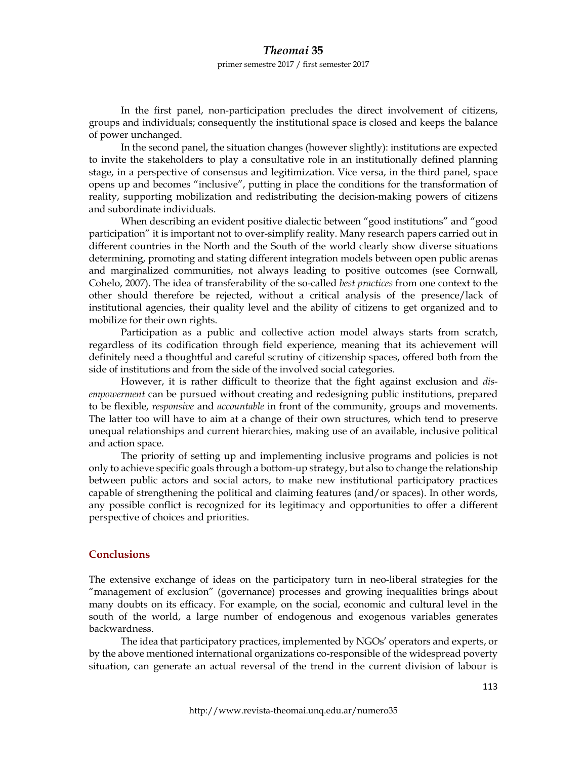In the first panel, non-participation precludes the direct involvement of citizens, groups and individuals; consequently the institutional space is closed and keeps the balance of power unchanged.

In the second panel, the situation changes (however slightly): institutions are expected to invite the stakeholders to play a consultative role in an institutionally defined planning stage, in a perspective of consensus and legitimization. Vice versa, in the third panel, space opens up and becomes "inclusive", putting in place the conditions for the transformation of reality, supporting mobilization and redistributing the decision-making powers of citizens and subordinate individuals.

When describing an evident positive dialectic between "good institutions" and "good participation" it is important not to over-simplify reality. Many research papers carried out in different countries in the North and the South of the world clearly show diverse situations determining, promoting and stating different integration models between open public arenas and marginalized communities, not always leading to positive outcomes (see Cornwall, Cohelo, 2007). The idea of transferability of the so-called *best practices* from one context to the other should therefore be rejected, without a critical analysis of the presence/lack of institutional agencies, their quality level and the ability of citizens to get organized and to mobilize for their own rights.

Participation as a public and collective action model always starts from scratch, regardless of its codification through field experience, meaning that its achievement will definitely need a thoughtful and careful scrutiny of citizenship spaces, offered both from the side of institutions and from the side of the involved social categories.

However, it is rather difficult to theorize that the fight against exclusion and *dis-empowerment* can be pursued without creating and redesigning public institutions, prepared to be flexible, *responsive* and *accountable* in front of the community, groups and movements. The latter too will have to aim at a change of their own structures, which tend to preserve unequal relationships and current hierarchies, making use of an available, inclusive political and action space.

The priority of setting up and implementing inclusive programs and policies is not only to achieve specific goals through a bottom-up strategy, but also to change the relationship between public actors and social actors, to make new institutional participatory practices capable of strengthening the political and claiming features (and/or spaces). In other words, any possible conflict is recognized for its legitimacy and opportunities to offer a different perspective of choices and priorities.

## Conclusions

The extensive exchange of ideas on the participatory turn in neo-liberal strategies for the "management of exclusion" (governance) processes and growing inequalities brings about many doubts on its efficacy. For example, on the social, economic and cultural level in the south of the world, a large number of endogenous and exogenous variables generates backwardness.

The idea that participatory practices, implemented by NGOs' operators and experts, or by the above mentioned international organizations co-responsible of the widespread poverty situation, can generate an actual reversal of the trend in the current division of labour is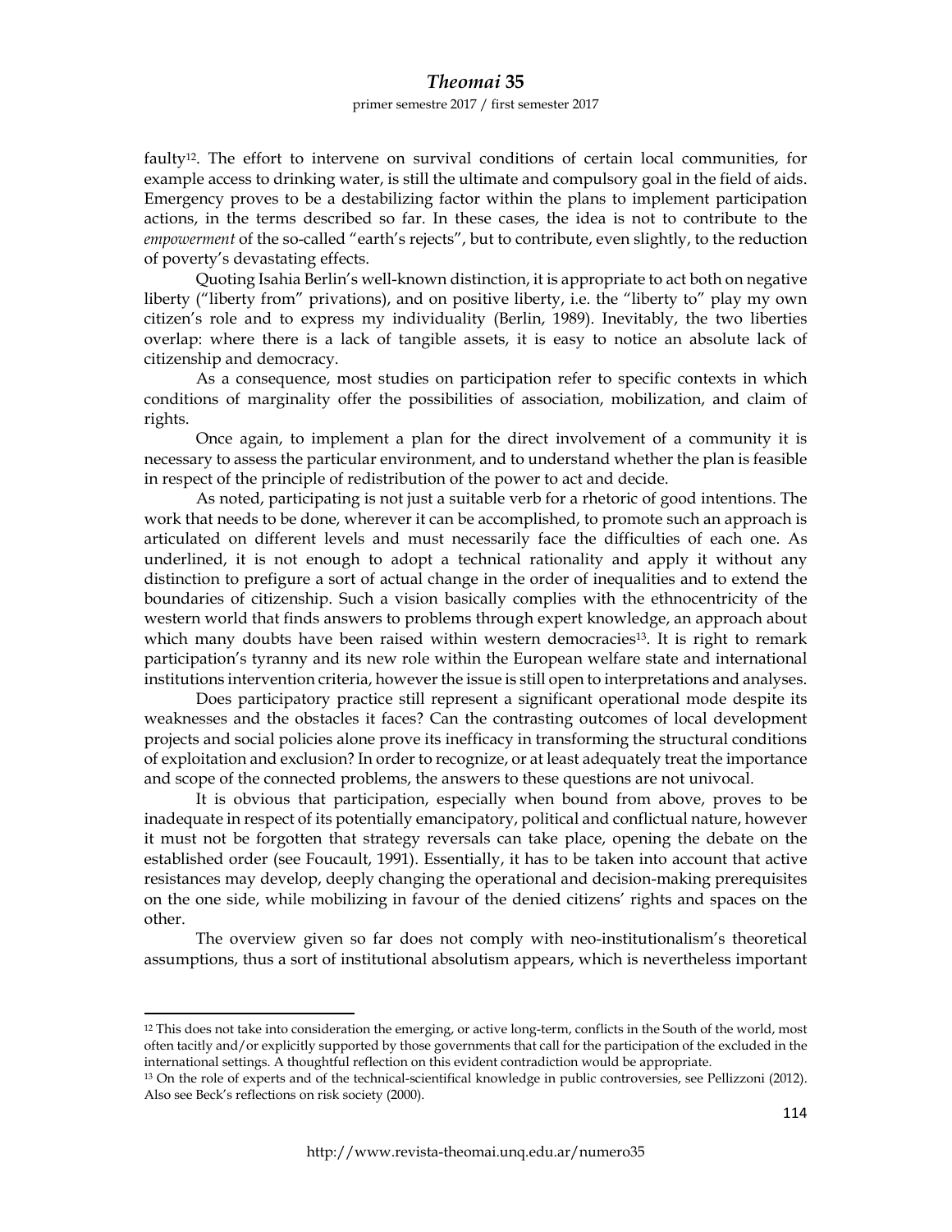faulty[12]. The effort to intervene on survival conditions of certain local communities, for example access to drinking water, is still the ultimate and compulsory goal in the field of aids. Emergency proves to be a destabilizing factor within the plans to implement participation actions, in the terms described so far. In these cases, the idea is not to contribute to the *empowerment* of the so-called "earth's rejects", but to contribute, even slightly, to the reduction of poverty's devastating effects.

Quoting Isahia Berlin's well-known distinction, it is appropriate to act both on negative liberty ("liberty from" privations), and on positive liberty, i.e. the "liberty to" play my own citizen's role and to express my individuality (Berlin, 1989). Inevitably, the two liberties overlap: where there is a lack of tangible assets, it is easy to notice an absolute lack of citizenship and democracy.

As a consequence, most studies on participation refer to specific contexts in which conditions of marginality offer the possibilities of association, mobilization, and claim of rights.

Once again, to implement a plan for the direct involvement of a community it is necessary to assess the particular environment, and to understand whether the plan is feasible in respect of the principle of redistribution of the power to act and decide.

As noted, participating is not just a suitable verb for a rhetoric of good intentions. The work that needs to be done, wherever it can be accomplished, to promote such an approach is articulated on different levels and must necessarily face the difficulties of each one. As underlined, it is not enough to adopt a technical rationality and apply it without any distinction to prefigure a sort of actual change in the order of inequalities and to extend the boundaries of citizenship. Such a vision basically complies with the ethnocentricity of the western world that finds answers to problems through expert knowledge, an approach about which many doubts have been raised within western democracies[13]. It is right to remark participation's tyranny and its new role within the European welfare state and international institutions intervention criteria, however the issue is still open to interpretations and analyses.

Does participatory practice still represent a significant operational mode despite its weaknesses and the obstacles it faces? Can the contrasting outcomes of local development projects and social policies alone prove its inefficacy in transforming the structural conditions of exploitation and exclusion? In order to recognize, or at least adequately treat the importance and scope of the connected problems, the answers to these questions are not univocal.

It is obvious that participation, especially when bound from above, proves to be inadequate in respect of its potentially emancipatory, political and conflictual nature, however it must not be forgotten that strategy reversals can take place, opening the debate on the established order (see Foucault, 1991). Essentially, it has to be taken into account that active resistances may develop, deeply changing the operational and decision-making prerequisites on the one side, while mobilizing in favour of the denied citizens' rights and spaces on the other.

The overview given so far does not comply with neo-institutionalism's theoretical assumptions, thus a sort of institutional absolutism appears, which is nevertheless important

---

[12] This does not take into consideration the emerging, or active long-term, conflicts in the South of the world, most often tacitly and/or explicitly supported by those governments that call for the participation of the excluded in the international settings. A thoughtful reflection on this evident contradiction would be appropriate.

[13] On the role of experts and of the technical-scientifical knowledge in public controversies, see Pellizzoni (2012). Also see Beck's reflections on risk society (2000).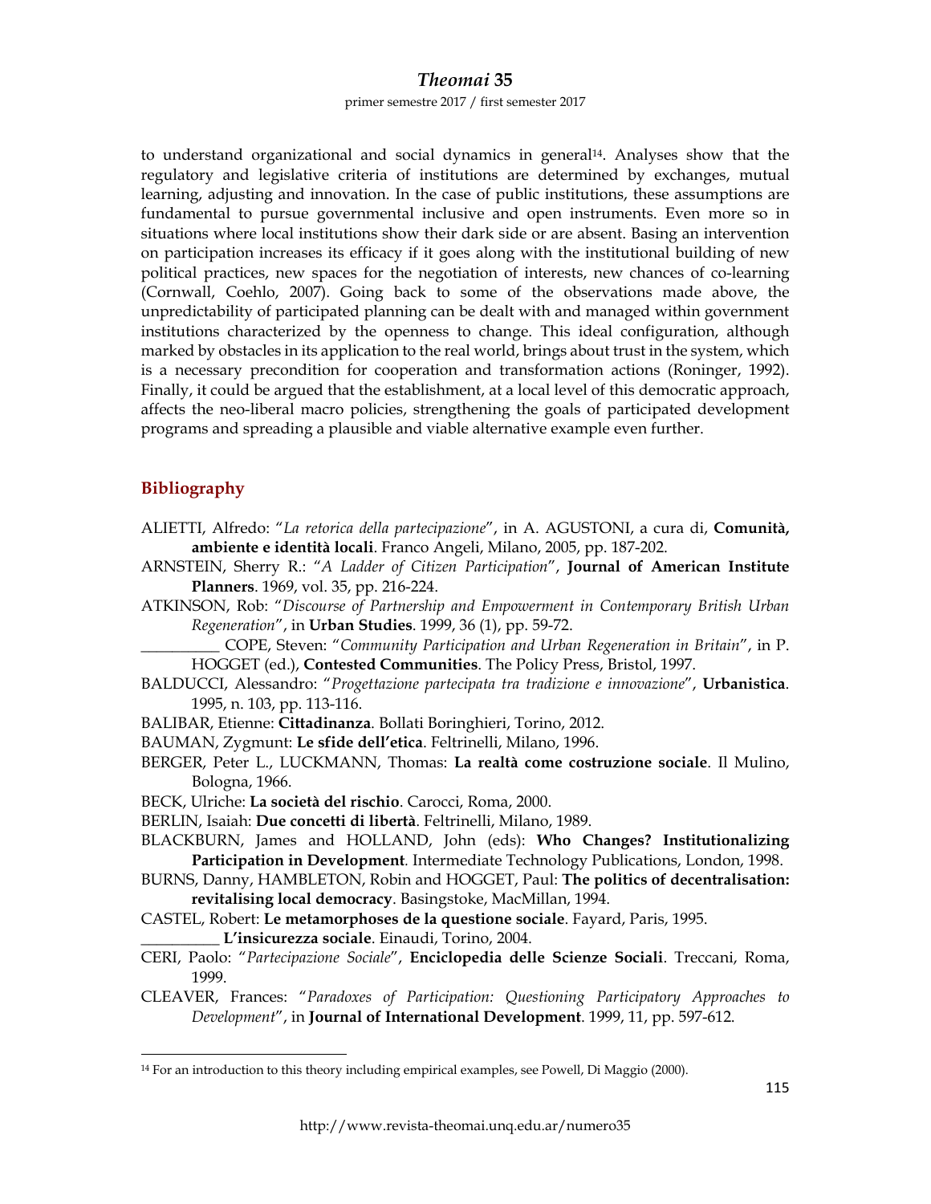to understand organizational and social dynamics in general[14]. Analyses show that the regulatory and legislative criteria of institutions are determined by exchanges, mutual learning, adjusting and innovation. In the case of public institutions, these assumptions are fundamental to pursue governmental inclusive and open instruments. Even more so in situations where local institutions show their dark side or are absent. Basing an intervention on participation increases its efficacy if it goes along with the institutional building of new political practices, new spaces for the negotiation of interests, new chances of co-learning (Cornwall, Coehlo, 2007). Going back to some of the observations made above, the unpredictability of participated planning can be dealt with and managed within government institutions characterized by the openness to change. This ideal configuration, although marked by obstacles in its application to the real world, brings about trust in the system, which is a necessary precondition for cooperation and transformation actions (Roninger, 1992). Finally, it could be argued that the establishment, at a local level of this democratic approach, affects the neo-liberal macro policies, strengthening the goals of participated development programs and spreading a plausible and viable alternative example even further.

## Bibliography

ALIETTI, Alfredo: "*La retorica della partecipazione*", in A. AGUSTONI, a cura di, **Comunità, ambiente e identità locali**. Franco Angeli, Milano, 2005, pp. 187-202.

ARNSTEIN, Sherry R.: "*A Ladder of Citizen Participation*", **Journal of American Institute Planners**. 1969, vol. 35, pp. 216-224.

ATKINSON, Rob: "*Discourse of Partnership and Empowerment in Contemporary British Urban Regeneration*", in **Urban Studies**. 1999, 36 (1), pp. 59-72.

__________ COPE, Steven: "*Community Participation and Urban Regeneration in Britain*", in P. HOGGET (ed.), **Contested Communities**. The Policy Press, Bristol, 1997.

BALDUCCI, Alessandro: "*Progettazione partecipata tra tradizione e innovazione*", **Urbanistica**. 1995, n. 103, pp. 113-116.

BALIBAR, Etienne: **Cittadinanza**. Bollati Boringhieri, Torino, 2012.

BAUMAN, Zygmunt: **Le sfide dell'etica**. Feltrinelli, Milano, 1996.

BERGER, Peter L., LUCKMANN, Thomas: **La realtà come costruzione sociale**. Il Mulino, Bologna, 1966.

BECK, Ulriche: **La società del rischio**. Carocci, Roma, 2000.

BERLIN, Isaiah: **Due concetti di libertà**. Feltrinelli, Milano, 1989.

BLACKBURN, James and HOLLAND, John (eds): **Who Changes? Institutionalizing Participation in Development**. Intermediate Technology Publications, London, 1998.

BURNS, Danny, HAMBLETON, Robin and HOGGET, Paul: **The politics of decentralisation: revitalising local democracy**. Basingstoke, MacMillan, 1994.

CASTEL, Robert: **Le metamorphoses de la questione sociale**. Fayard, Paris, 1995.

__________ **L'insicurezza sociale**. Einaudi, Torino, 2004.

CERI, Paolo: "*Partecipazione Sociale*", **Enciclopedia delle Scienze Sociali**. Treccani, Roma, 1999.

CLEAVER, Frances: "*Paradoxes of Participation: Questioning Participatory Approaches to Development*", in **Journal of International Development**. 1999, 11, pp. 597-612.

---

[14] For an introduction to this theory including empirical examples, see Powell, Di Maggio (2000).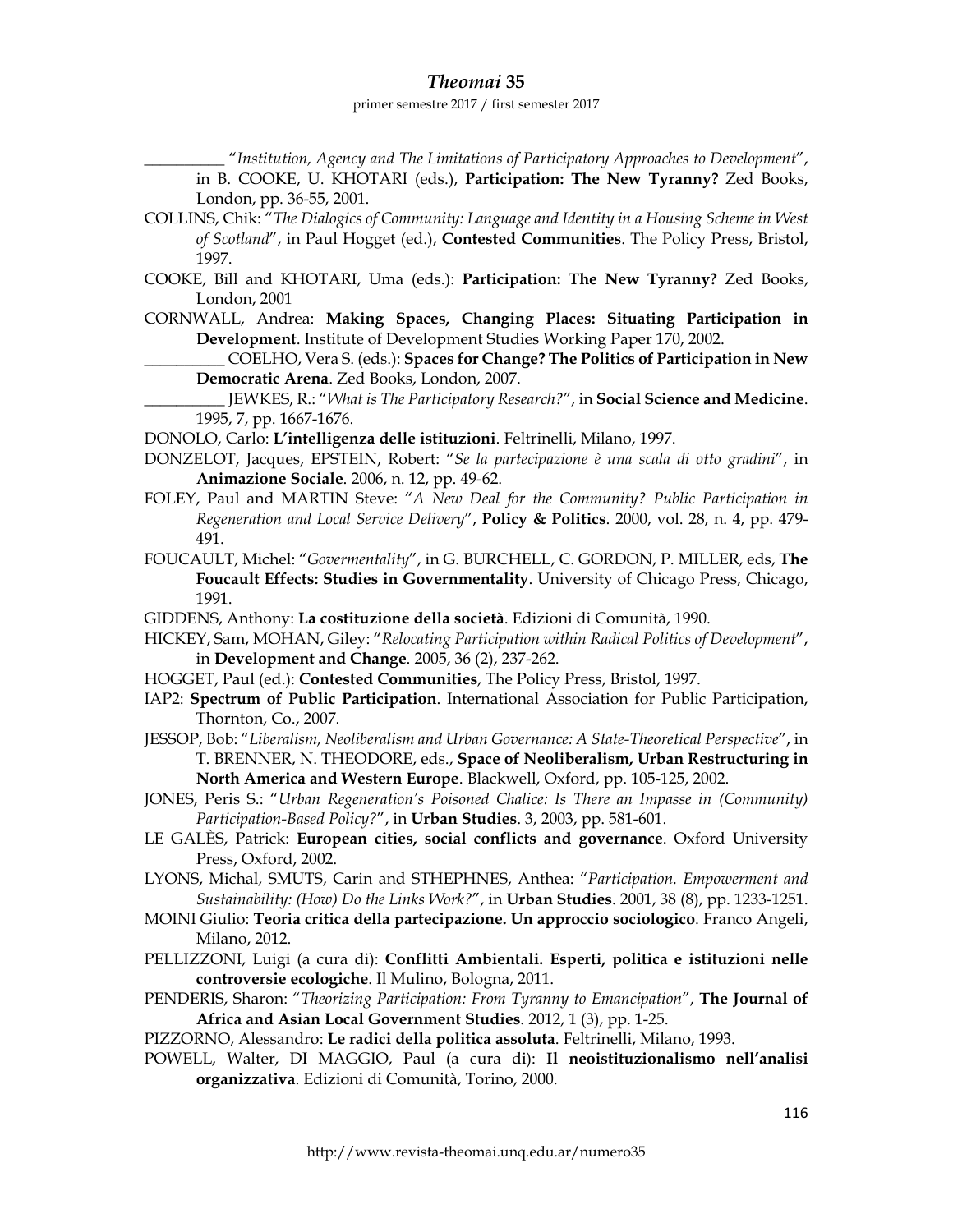__________ "*Institution, Agency and The Limitations of Participatory Approaches to Development*", in B. COOKE, U. KHOTARI (eds.), **Participation: The New Tyranny?** Zed Books, London, pp. 36-55, 2001.

COLLINS, Chik: "*The Dialogics of Community: Language and Identity in a Housing Scheme in West of Scotland*", in Paul Hogget (ed.), **Contested Communities**. The Policy Press, Bristol, 1997.

COOKE, Bill and KHOTARI, Uma (eds.): **Participation: The New Tyranny?** Zed Books, London, 2001

CORNWALL, Andrea: **Making Spaces, Changing Places: Situating Participation in Development**. Institute of Development Studies Working Paper 170, 2002.

__________ COELHO, Vera S. (eds.): **Spaces for Change? The Politics of Participation in New Democratic Arena**. Zed Books, London, 2007.

__________ JEWKES, R.: "*What is The Participatory Research?*", in **Social Science and Medicine**. 1995, 7, pp. 1667-1676.

DONOLO, Carlo: **L'intelligenza delle istituzioni**. Feltrinelli, Milano, 1997.

DONZELOT, Jacques, EPSTEIN, Robert: "*Se la partecipazione è una scala di otto gradini*", in **Animazione Sociale**. 2006, n. 12, pp. 49-62.

FOLEY, Paul and MARTIN Steve: "*A New Deal for the Community? Public Participation in Regeneration and Local Service Delivery*", **Policy & Politics**. 2000, vol. 28, n. 4, pp. 479-491.

FOUCAULT, Michel: "*Govermentality*", in G. BURCHELL, C. GORDON, P. MILLER, eds, **The Foucault Effects: Studies in Governmentality**. University of Chicago Press, Chicago, 1991.

GIDDENS, Anthony: **La costituzione della società**. Edizioni di Comunità, 1990.

HICKEY, Sam, MOHAN, Giley: "*Relocating Participation within Radical Politics of Development*", in **Development and Change**. 2005, 36 (2), 237-262.

HOGGET, Paul (ed.): **Contested Communities**, The Policy Press, Bristol, 1997.

IAP2: **Spectrum of Public Participation**. International Association for Public Participation, Thornton, Co., 2007.

JESSOP, Bob: "*Liberalism, Neoliberalism and Urban Governance: A State-Theoretical Perspective*", in T. BRENNER, N. THEODORE, eds., **Space of Neoliberalism, Urban Restructuring in North America and Western Europe**. Blackwell, Oxford, pp. 105-125, 2002.

JONES, Peris S.: "*Urban Regeneration's Poisoned Chalice: Is There an Impasse in (Community) Participation-Based Policy?*", in **Urban Studies**. 3, 2003, pp. 581-601.

LE GALÈS, Patrick: **European cities, social conflicts and governance**. Oxford University Press, Oxford, 2002.

LYONS, Michal, SMUTS, Carin and STHEPHNES, Anthea: "*Participation. Empowerment and Sustainability: (How) Do the Links Work?*", in **Urban Studies**. 2001, 38 (8), pp. 1233-1251.

MOINI Giulio: **Teoria critica della partecipazione. Un approccio sociologico**. Franco Angeli, Milano, 2012.

PELLIZZONI, Luigi (a cura di): **Conflitti Ambientali. Esperti, politica e istituzioni nelle controversie ecologiche**. Il Mulino, Bologna, 2011.

PENDERIS, Sharon: "*Theorizing Participation: From Tyranny to Emancipation*", **The Journal of Africa and Asian Local Government Studies**. 2012, 1 (3), pp. 1-25.

PIZZORNO, Alessandro: **Le radici della politica assoluta**. Feltrinelli, Milano, 1993.

POWELL, Walter, DI MAGGIO, Paul (a cura di): **Il neoistituzionalismo nell'analisi organizzativa**. Edizioni di Comunità, Torino, 2000.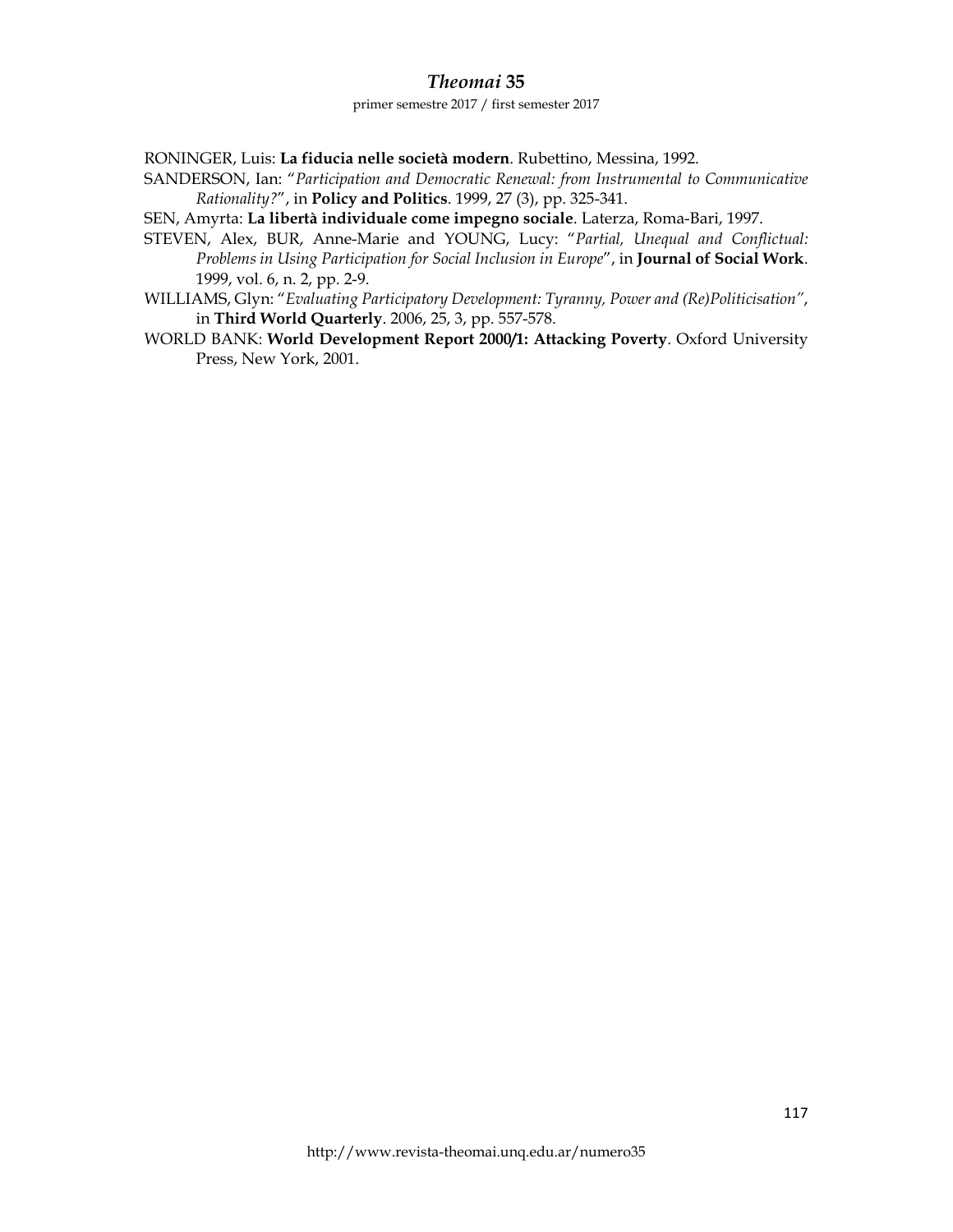RONINGER, Luis: **La fiducia nelle società modern**. Rubettino, Messina, 1992.

SANDERSON, Ian: "*Participation and Democratic Renewal: from Instrumental to Communicative Rationality?*", in **Policy and Politics**. 1999, 27 (3), pp. 325-341.

SEN, Amyrta: **La libertà individuale come impegno sociale**. Laterza, Roma-Bari, 1997.

STEVEN, Alex, BUR, Anne-Marie and YOUNG, Lucy: "*Partial, Unequal and Conflictual: Problems in Using Participation for Social Inclusion in Europe*", in **Journal of Social Work**. 1999, vol. 6, n. 2, pp. 2-9.

WILLIAMS, Glyn: "*Evaluating Participatory Development: Tyranny, Power and (Re)Politicisation*", in **Third World Quarterly**. 2006, 25, 3, pp. 557-578.

WORLD BANK: **World Development Report 2000/1: Attacking Poverty**. Oxford University Press, New York, 2001.